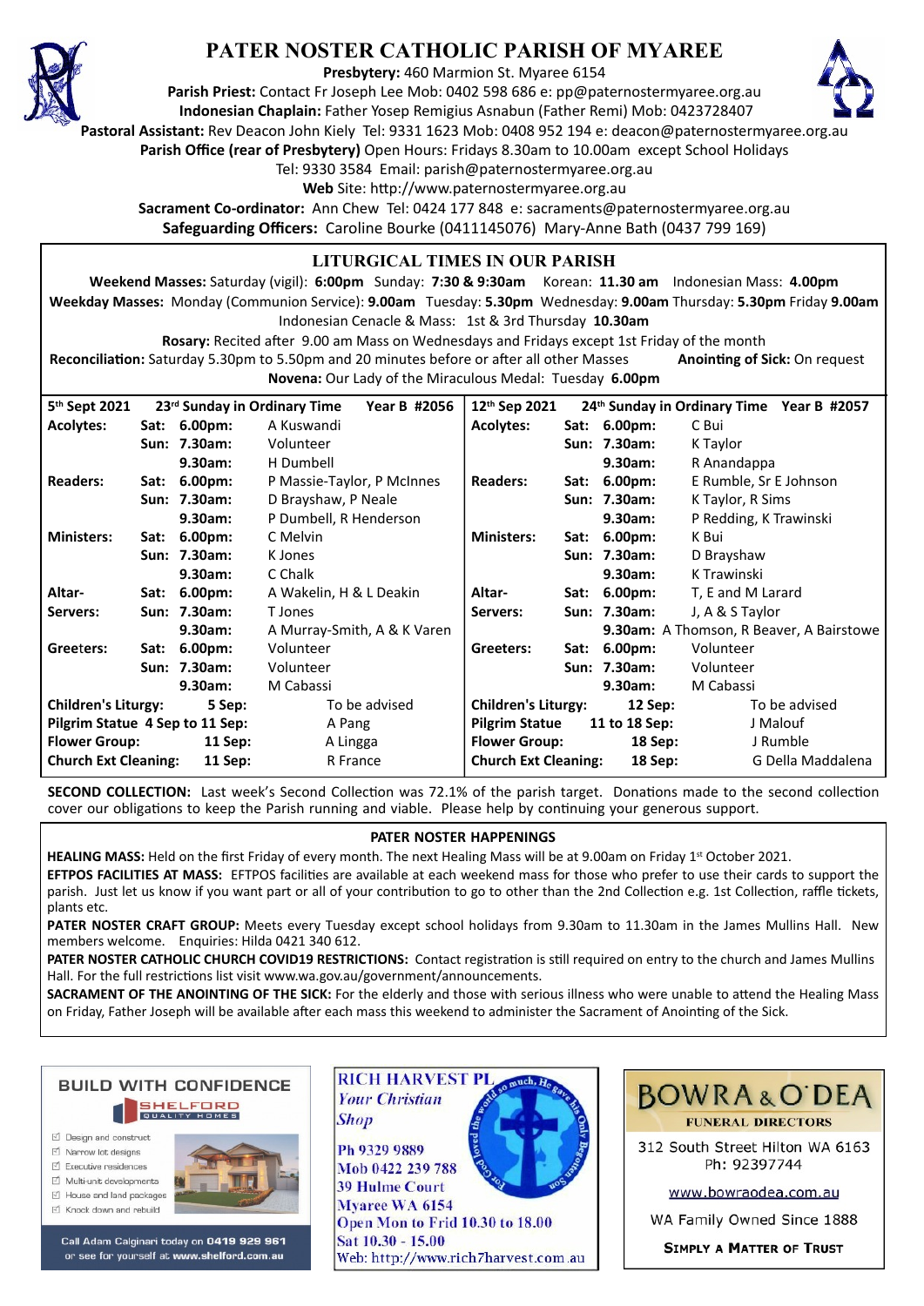# PATER NOSTER CATHOLIC PARISH OF MYAREE

**Presbytery:** 460 Marmion St. Myaree 6154
**Parish Priest:** Contact Fr Joseph Lee Mob: 0402 598 686 e: pp@paternostermyaree.org.au
**Indonesian Chaplain:** Father Yosep Remigius Asnabun (Father Remi) Mob: 0423728407
**Pastoral Assistant:** Rev Deacon John Kiely Tel: 9331 1623 Mob: 0408 952 194 e: deacon@paternostermyaree.org.au
**Parish Office (rear of Presbytery)** Open Hours: Fridays 8.30am to 10.00am except School Holidays
Tel: 9330 3584 Email: parish@paternostermyaree.org.au
**Web** Site: http://www.paternostermyaree.org.au
**Sacrament Co-ordinator:** Ann Chew Tel: 0424 177 848 e: sacraments@paternostermyaree.org.au
**Safeguarding Officers:** Caroline Bourke (0411145076) Mary-Anne Bath (0437 799 169)

## LITURGICAL TIMES IN OUR PARISH

**Weekend Masses:** Saturday (vigil): **6:00pm** Sunday: **7:30 & 9:30am** Korean: **11.30 am** Indonesian Mass: **4.00pm**
**Weekday Masses:** Monday (Communion Service): **9.00am** Tuesday: **5.30pm** Wednesday: **9.00am** Thursday: **5.30pm** Friday **9.00am**
Indonesian Cenacle & Mass: 1st & 3rd Thursday **10.30am**
**Rosary:** Recited after 9.00 am Mass on Wednesdays and Fridays except 1st Friday of the month
**Reconciliation:** Saturday 5.30pm to 5.50pm and 20 minutes before or after all other Masses **Anointing of Sick:** On request
**Novena:** Our Lady of the Miraculous Medal: Tuesday **6.00pm**

| **5th Sept 2021** | **23rd Sunday in Ordinary Time** | | **Year B #2056** |
|---|---|---|---|
| **Acolytes:** | **Sat:** | **6.00pm:** | A Kuswandi |
| | **Sun:** | **7.30am:** | Volunteer |
| | | **9.30am:** | H Dumbell |
| **Readers:** | **Sat:** | **6.00pm:** | P Massie-Taylor, P McInnes |
| | **Sun:** | **7.30am:** | D Brayshaw, P Neale |
| | | **9.30am:** | P Dumbell, R Henderson |
| **Ministers:** | **Sat:** | **6.00pm:** | C Melvin |
| | **Sun:** | **7.30am:** | K Jones |
| | | **9.30am:** | C Chalk |
| **Altar-Servers:** | **Sat:** | **6.00pm:** | A Wakelin, H & L Deakin |
| | **Sun:** | **7.30am:** | T Jones |
| | | **9.30am:** | A Murray-Smith, A & K Varen |
| **Greeters:** | **Sat:** | **6.00pm:** | Volunteer |
| | **Sun:** | **7.30am:** | Volunteer |
| | | **9.30am:** | M Cabassi |
| **Children's Liturgy:** | | **5 Sep:** | To be advised |
| **Pilgrim Statue 4 Sep to 11 Sep:** | | | A Pang |
| **Flower Group:** | | **11 Sep:** | A Lingga |
| **Church Ext Cleaning:** | | **11 Sep:** | R France |

| **12th Sep 2021** | **24th Sunday in Ordinary Time** | | **Year B #2057** |
|---|---|---|---|
| **Acolytes:** | **Sat:** | **6.00pm:** | C Bui |
| | **Sun:** | **7.30am:** | K Taylor |
| | | **9.30am:** | R Anandappa |
| **Readers:** | **Sat:** | **6.00pm:** | E Rumble, Sr E Johnson |
| | **Sun:** | **7.30am:** | K Taylor, R Sims |
| | | **9.30am:** | P Redding, K Trawinski |
| **Ministers:** | **Sat:** | **6.00pm:** | K Bui |
| | **Sun:** | **7.30am:** | D Brayshaw |
| | | **9.30am:** | K Trawinski |
| **Altar-Servers:** | **Sat:** | **6.00pm:** | T, E and M Larard |
| | **Sun:** | **7.30am:** | J, A & S Taylor |
| | | **9.30am:** | A Thomson, R Beaver, A Bairstowe |
| **Greeters:** | **Sat:** | **6.00pm:** | Volunteer |
| | **Sun:** | **7.30am:** | Volunteer |
| | | **9.30am:** | M Cabassi |
| **Children's Liturgy:** | | **12 Sep:** | To be advised |
| **Pilgrim Statue** | | **11 to 18 Sep:** | J Malouf |
| **Flower Group:** | | **18 Sep:** | J Rumble |
| **Church Ext Cleaning:** | | **18 Sep:** | G Della Maddalena |

**SECOND COLLECTION:** Last week's Second Collection was 72.1% of the parish target. Donations made to the second collection cover our obligations to keep the Parish running and viable. Please help by continuing your generous support.

## PATER NOSTER HAPPENINGS

**HEALING MASS:** Held on the first Friday of every month. The next Healing Mass will be at 9.00am on Friday 1st October 2021.

**EFTPOS FACILITIES AT MASS:** EFTPOS facilities are available at each weekend mass for those who prefer to use their cards to support the parish. Just let us know if you want part or all of your contribution to go to other than the 2nd Collection e.g. 1st Collection, raffle tickets, plants etc.

**PATER NOSTER CRAFT GROUP:** Meets every Tuesday except school holidays from 9.30am to 11.30am in the James Mullins Hall. New members welcome. Enquiries: Hilda 0421 340 612.

**PATER NOSTER CATHOLIC CHURCH COVID19 RESTRICTIONS:** Contact registration is still required on entry to the church and James Mullins Hall. For the full restrictions list visit www.wa.gov.au/government/announcements.

**SACRAMENT OF THE ANOINTING OF THE SICK:** For the elderly and those with serious illness who were unable to attend the Healing Mass on Friday, Father Joseph will be available after each mass this weekend to administer the Sacrament of Anointing of the Sick.

---

**BUILD WITH CONFIDENCE**
SHELFORD QUALITY HOMES
- Design and construct
- Narrow lot designs
- Executive residences
- Multi-unit developments
- House and land packages
- Knock down and rebuild

Call Adam Calginari today on **0419 929 961** or see for yourself at **www.shelford.com.au**

**RICH HARVEST PL**
*Your Christian Shop*
Ph 9329 9889
Mob 0422 239 788
39 Hulme Court
Myaree WA 6154
Open Mon to Frid 10.30 to 18.00
Sat 10.30 - 15.00
Web: http://www.rich7harvest.com.au

**BOWRA & O'DEA**
FUNERAL DIRECTORS
312 South Street Hilton WA 6163
Ph: 92397744
www.bowraodea.com.au
WA Family Owned Since 1888
**SIMPLY A MATTER OF TRUST**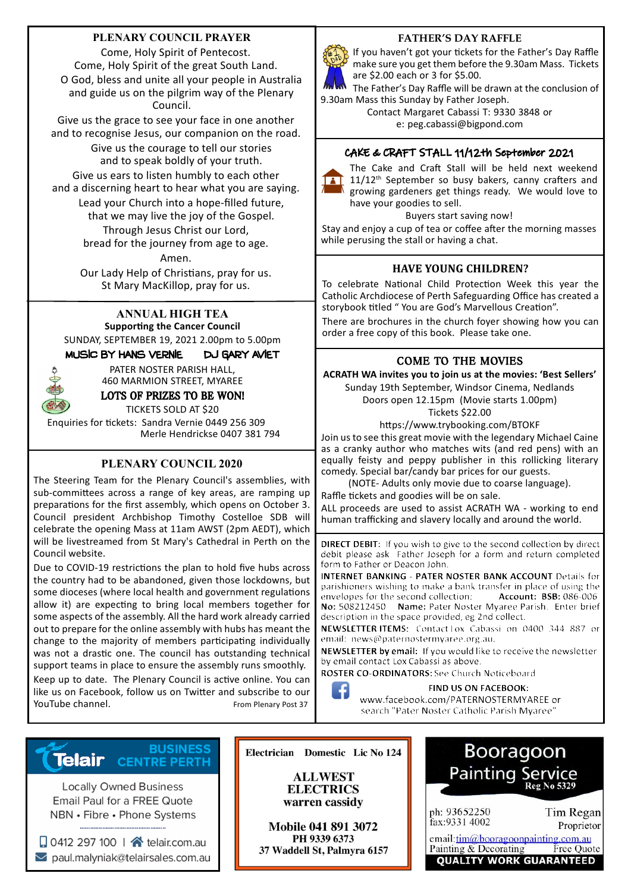## PLENARY COUNCIL PRAYER

Come, Holy Spirit of Pentecost.
Come, Holy Spirit of the great South Land.
O God, bless and unite all your people in Australia and guide us on the pilgrim way of the Plenary Council.
Give us the grace to see your face in one another and to recognise Jesus, our companion on the road.
Give us the courage to tell our stories and to speak boldly of your truth.
Give us ears to listen humbly to each other and a discerning heart to hear what you are saying.
Lead your Church into a hope-filled future, that we may live the joy of the Gospel.
Through Jesus Christ our Lord, bread for the journey from age to age.
Amen.
Our Lady Help of Christians, pray for us.
St Mary MacKillop, pray for us.

## ANNUAL HIGH TEA

**Supporting the Cancer Council**

SUNDAY, SEPTEMBER 19, 2021 2.00pm to 5.00pm

MUSIC BY HANS VERNIE DJ GARY AVIET

PATER NOSTER PARISH HALL,
460 MARMION STREET, MYAREE

LOTS OF PRIZES TO BE WON!

TICKETS SOLD AT $20

Enquiries for tickets: Sandra Vernie 0449 256 309
Merle Hendrickse 0407 381 794

## PLENARY COUNCIL 2020

The Steering Team for the Plenary Council's assemblies, with sub-committees across a range of key areas, are ramping up preparations for the first assembly, which opens on October 3. Council president Archbishop Timothy Costelloe SDB will celebrate the opening Mass at 11am AWST (2pm AEDT), which will be livestreamed from St Mary's Cathedral in Perth on the Council website.

Due to COVID-19 restrictions the plan to hold five hubs across the country had to be abandoned, given those lockdowns, but some dioceses (where local health and government regulations allow it) are expecting to bring local members together for some aspects of the assembly. All the hard work already carried out to prepare for the online assembly with hubs has meant the change to the majority of members participating individually was not a drastic one. The council has outstanding technical support teams in place to ensure the assembly runs smoothly.

Keep up to date. The Plenary Council is active online. You can like us on Facebook, follow us on Twitter and subscribe to our YouTube channel.

From Plenary Post 37

## FATHER'S DAY RAFFLE

If you haven't got your tickets for the Father's Day Raffle make sure you get them before the 9.30am Mass. Tickets are $2.00 each or 3 for $5.00.

The Father's Day Raffle will be drawn at the conclusion of 9.30am Mass this Sunday by Father Joseph.

Contact Margaret Cabassi T: 9330 3848 or
e: peg.cabassi@bigpond.com

## CAKE & CRAFT STALL 11/12th September 2021

The Cake and Craft Stall will be held next weekend 11/12th September so busy bakers, canny crafters and growing gardeners get things ready. We would love to have your goodies to sell.

Buyers start saving now!

Stay and enjoy a cup of tea or coffee after the morning masses while perusing the stall or having a chat.

## HAVE YOUNG CHILDREN?

To celebrate National Child Protection Week this year the Catholic Archdiocese of Perth Safeguarding Office has created a storybook titled " You are God's Marvellous Creation".

There are brochures in the church foyer showing how you can order a free copy of this book. Please take one.

## COME TO THE MOVIES

**ACRATH WA invites you to join us at the movies: 'Best Sellers'**

Sunday 19th September, Windsor Cinema, Nedlands
Doors open 12.15pm (Movie starts 1.00pm)
Tickets $22.00
https://www.trybooking.com/BTOKF

Join us to see this great movie with the legendary Michael Caine as a cranky author who matches wits (and red pens) with an equally feisty and peppy publisher in this rollicking literary comedy. Special bar/candy bar prices for our guests.

(NOTE- Adults only movie due to coarse language).

Raffle tickets and goodies will be on sale.

ALL proceeds are used to assist ACRATH WA - working to end human trafficking and slavery locally and around the world.

**DIRECT DEBIT**: If you wish to give to the second collection by direct debit please ask Father Joseph for a form and return completed form to Father or Deacon John.

**INTERNET BANKING - PATER NOSTER BANK ACCOUNT** Details for parishioners wishing to make a bank transfer in place of using the envelopes for the second collection: **Account: BSB:** 086-006 **No:** 508212450 **Name:** Pater Noster Myaree Parish. Enter brief description in the space provided, eg 2nd collect.

**NEWSLETTER ITEMS**: Contact Lox Cabassi on 0400 344 887 or email: news@paternostermyaree.org.au.

**NEWSLETTER by email**: If you would like to receive the newsletter by email contact Lox Cabassi as above.

**ROSTER CO-ORDINATORS:** See Church Noticeboard

**FIND US ON FACEBOOK:**
www.facebook.com/PATERNOSTERMYAREE or search "Pater Noster Catholic Parish Myaree"

---

**Telair BUSINESS CENTRE PERTH**

Locally Owned Business
Email Paul for a FREE Quote
NBN • Fibre • Phone Systems

0412 297 100 | telair.com.au
paul.malyniak@telairsales.com.au

---

**Electrician Domestic Lic No 124**

**ALLWEST ELECTRICS**
**warren cassidy**

**Mobile 041 891 3072**
**PH 9339 6373**
**37 Waddell St, Palmyra 6157**

---

**Booragoon Painting Service**
**Reg No 5329**

ph: 93652250
fax:9331 4002

Tim Regan
Proprietor

email: tim@booragoonpainting.com.au
Painting & Decorating Free Quote

**QUALITY WORK GUARANTEED**